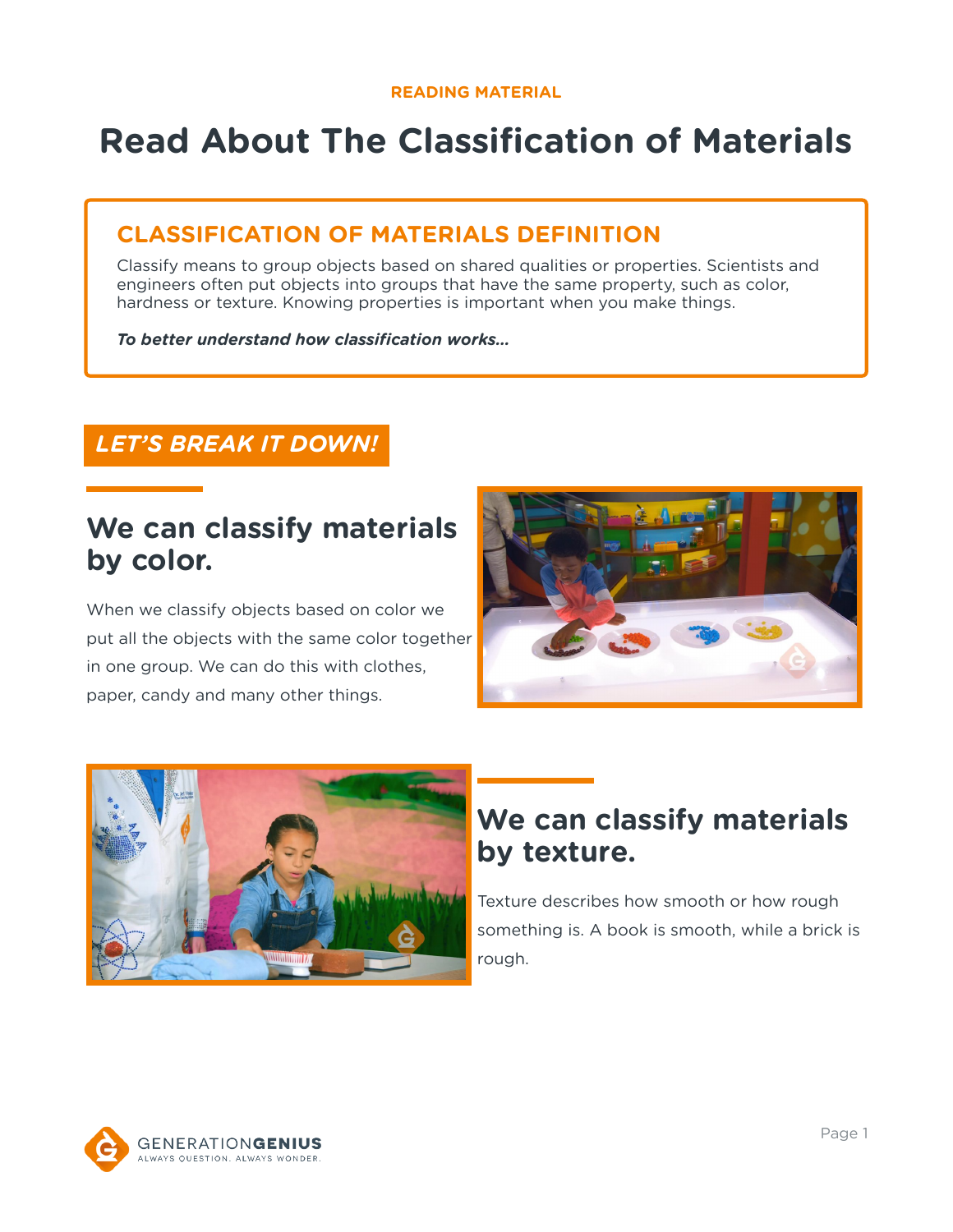READING MATERIAL

# Read About The Classification of Materials

## CLASSIFICATION OF MATERIALS DEFINITION

Classify means to group objects based on shared qualities or properties. Scientists and engineers often put objects into groups that have the same property, such as color, hardness or texture. Knowing properties is important when you make things.

***To better understand how classification works...***

## *LET'S BREAK IT DOWN!*

### We can classify materials by color.

When we classify objects based on color we put all the objects with the same color together in one group. We can do this with clothes, paper, candy and many other things.

### We can classify materials by texture.

Texture describes how smooth or how rough something is. A book is smooth, while a brick is rough.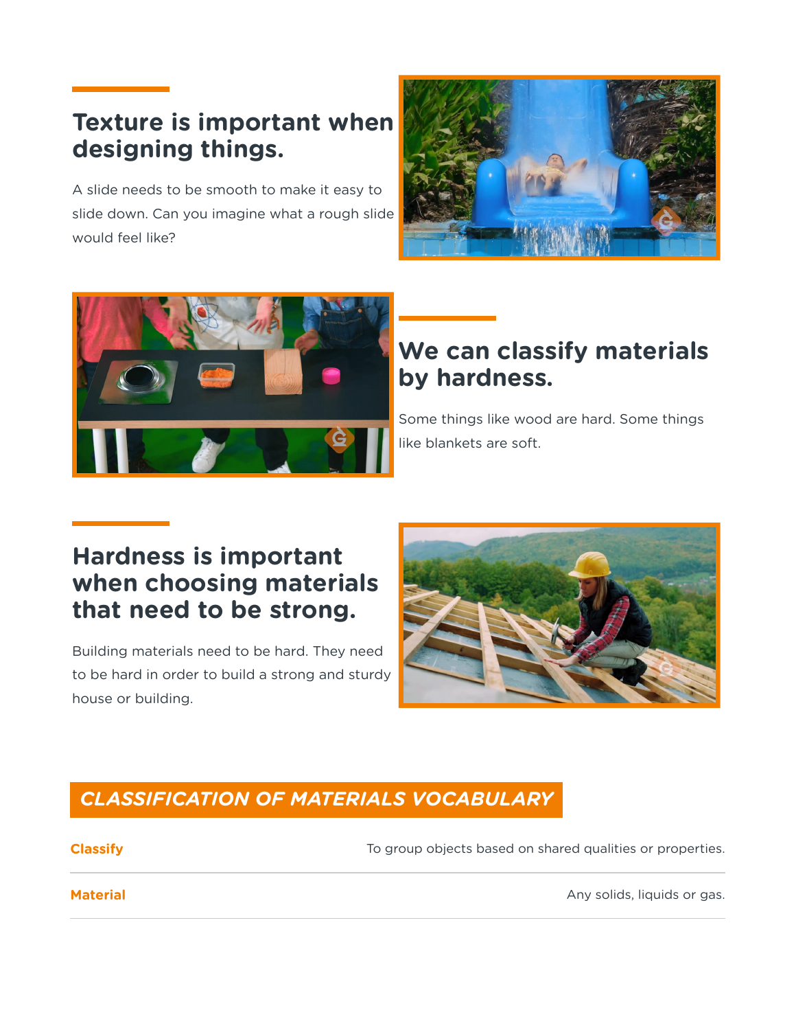## Texture is important when designing things.

A slide needs to be smooth to make it easy to slide down. Can you imagine what a rough slide would feel like?

## We can classify materials by hardness.

Some things like wood are hard. Some things like blankets are soft.

## Hardness is important when choosing materials that need to be strong.

Building materials need to be hard. They need to be hard in order to build a strong and sturdy house or building.

## *CLASSIFICATION OF MATERIALS VOCABULARY*

| | |
|---|---|
| **Classify** | To group objects based on shared qualities or properties. |
| **Material** | Any solids, liquids or gas. |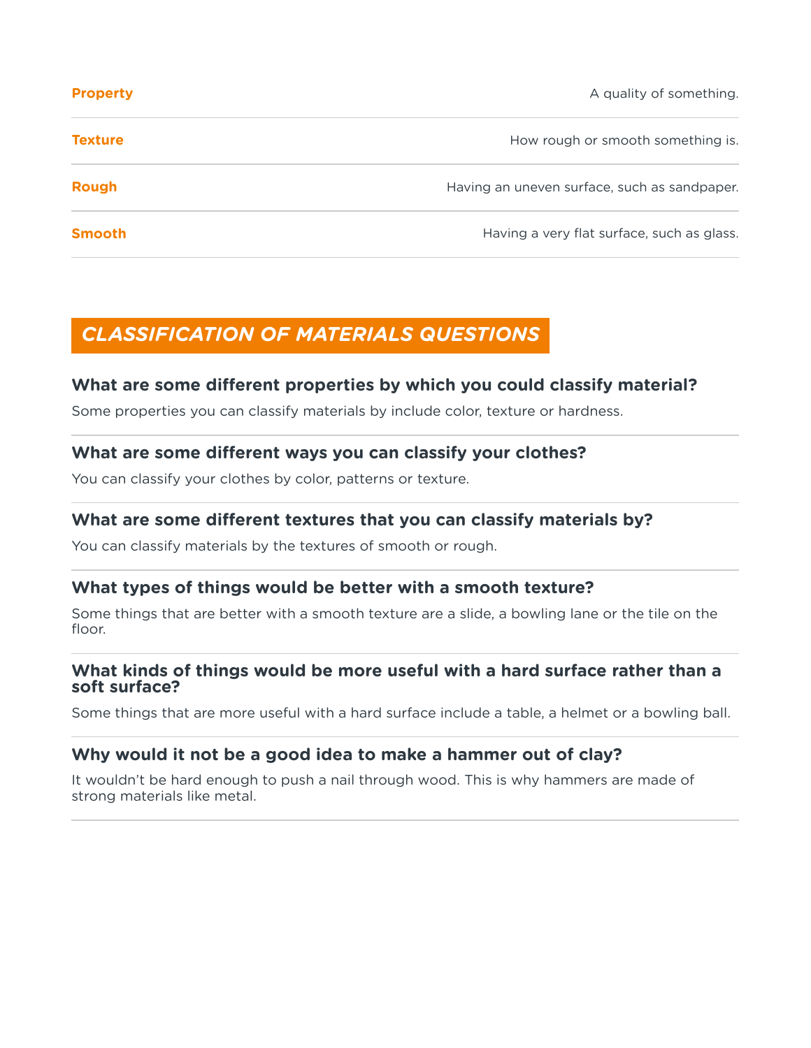| | |
|---|---|
| **Property** | A quality of something. |
| **Texture** | How rough or smooth something is. |
| **Rough** | Having an uneven surface, such as sandpaper. |
| **Smooth** | Having a very flat surface, such as glass. |

## *CLASSIFICATION OF MATERIALS QUESTIONS*

### What are some different properties by which you could classify material?

Some properties you can classify materials by include color, texture or hardness.

### What are some different ways you can classify your clothes?

You can classify your clothes by color, patterns or texture.

### What are some different textures that you can classify materials by?

You can classify materials by the textures of smooth or rough.

### What types of things would be better with a smooth texture?

Some things that are better with a smooth texture are a slide, a bowling lane or the tile on the floor.

### What kinds of things would be more useful with a hard surface rather than a soft surface?

Some things that are more useful with a hard surface include a table, a helmet or a bowling ball.

### Why would it not be a good idea to make a hammer out of clay?

It wouldn't be hard enough to push a nail through wood. This is why hammers are made of strong materials like metal.